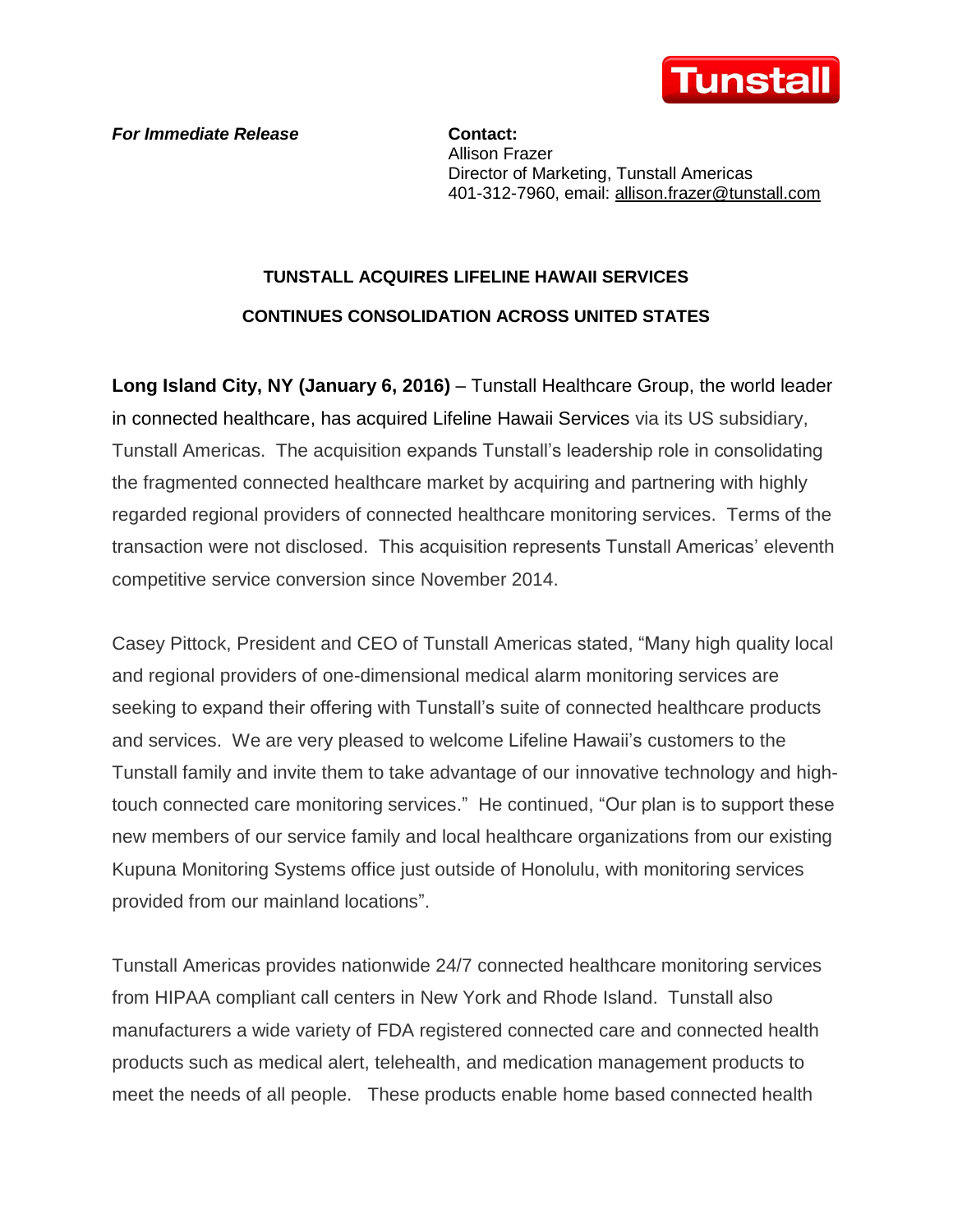*For Immediate Release*

**Contact:**
Allison Frazer
Director of Marketing, Tunstall Americas
401-312-7960, email: allison.frazer@tunstall.com

**TUNSTALL ACQUIRES LIFELINE HAWAII SERVICES**

**CONTINUES CONSOLIDATION ACROSS UNITED STATES**

**Long Island City, NY (January 6, 2016)** – Tunstall Healthcare Group, the world leader in connected healthcare, has acquired Lifeline Hawaii Services via its US subsidiary, Tunstall Americas. The acquisition expands Tunstall's leadership role in consolidating the fragmented connected healthcare market by acquiring and partnering with highly regarded regional providers of connected healthcare monitoring services. Terms of the transaction were not disclosed. This acquisition represents Tunstall Americas' eleventh competitive service conversion since November 2014.

Casey Pittock, President and CEO of Tunstall Americas stated, "Many high quality local and regional providers of one-dimensional medical alarm monitoring services are seeking to expand their offering with Tunstall's suite of connected healthcare products and services. We are very pleased to welcome Lifeline Hawaii's customers to the Tunstall family and invite them to take advantage of our innovative technology and high-touch connected care monitoring services." He continued, "Our plan is to support these new members of our service family and local healthcare organizations from our existing Kupuna Monitoring Systems office just outside of Honolulu, with monitoring services provided from our mainland locations".

Tunstall Americas provides nationwide 24/7 connected healthcare monitoring services from HIPAA compliant call centers in New York and Rhode Island. Tunstall also manufacturers a wide variety of FDA registered connected care and connected health products such as medical alert, telehealth, and medication management products to meet the needs of all people. These products enable home based connected health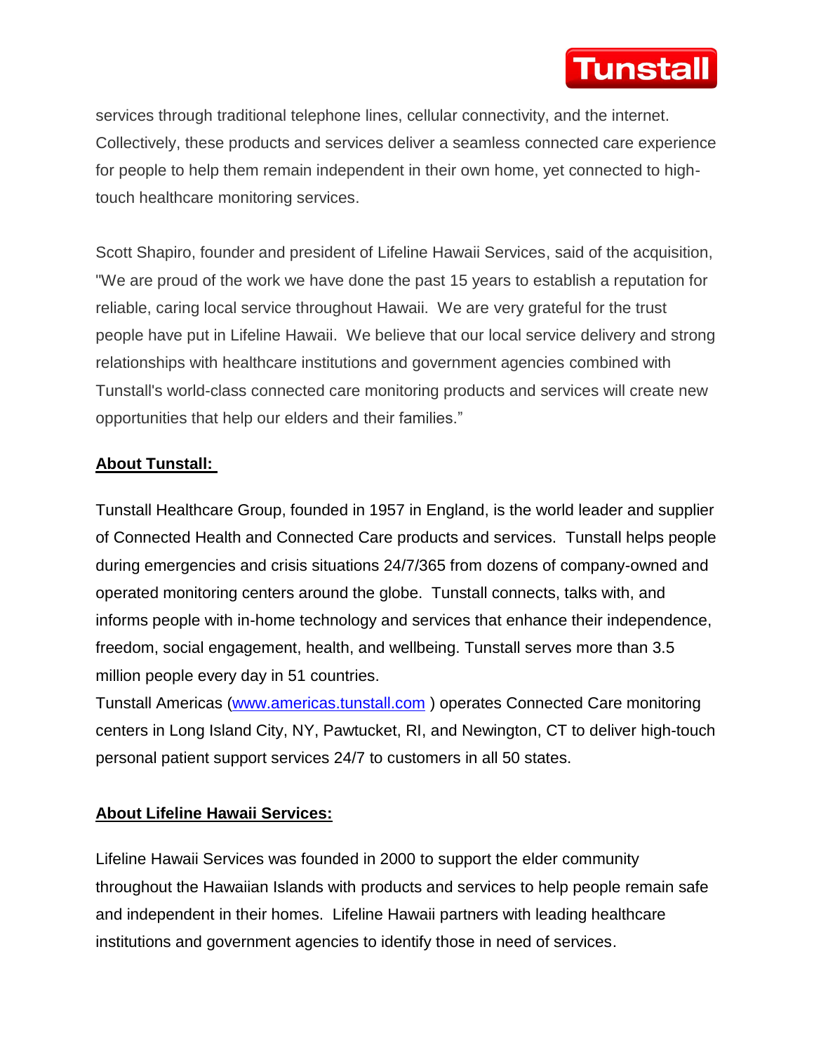services through traditional telephone lines, cellular connectivity, and the internet. Collectively, these products and services deliver a seamless connected care experience for people to help them remain independent in their own home, yet connected to high-touch healthcare monitoring services.

Scott Shapiro, founder and president of Lifeline Hawaii Services, said of the acquisition, "We are proud of the work we have done the past 15 years to establish a reputation for reliable, caring local service throughout Hawaii. We are very grateful for the trust people have put in Lifeline Hawaii. We believe that our local service delivery and strong relationships with healthcare institutions and government agencies combined with Tunstall's world-class connected care monitoring products and services will create new opportunities that help our elders and their families."

**About Tunstall:**

Tunstall Healthcare Group, founded in 1957 in England, is the world leader and supplier of Connected Health and Connected Care products and services. Tunstall helps people during emergencies and crisis situations 24/7/365 from dozens of company-owned and operated monitoring centers around the globe. Tunstall connects, talks with, and informs people with in-home technology and services that enhance their independence, freedom, social engagement, health, and wellbeing. Tunstall serves more than 3.5 million people every day in 51 countries.

Tunstall Americas ([www.americas.tunstall.com](www.americas.tunstall.com) ) operates Connected Care monitoring centers in Long Island City, NY, Pawtucket, RI, and Newington, CT to deliver high-touch personal patient support services 24/7 to customers in all 50 states.

**About Lifeline Hawaii Services:**

Lifeline Hawaii Services was founded in 2000 to support the elder community throughout the Hawaiian Islands with products and services to help people remain safe and independent in their homes. Lifeline Hawaii partners with leading healthcare institutions and government agencies to identify those in need of services.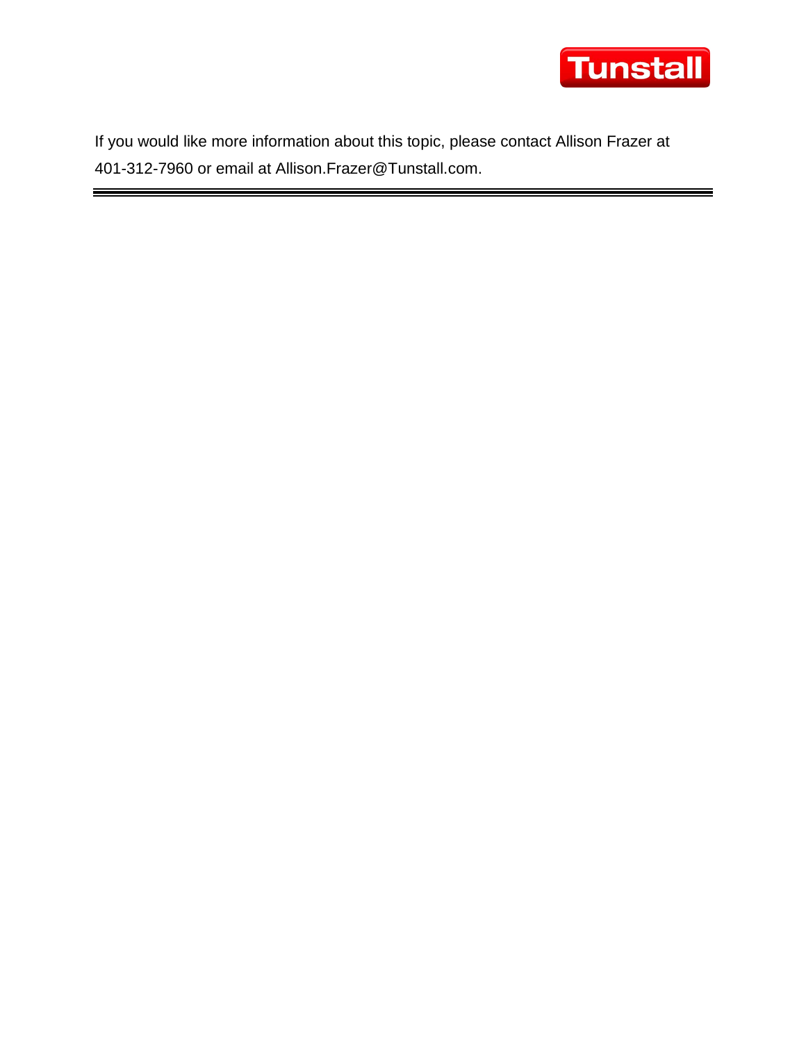If you would like more information about this topic, please contact Allison Frazer at 401-312-7960 or email at Allison.Frazer@Tunstall.com.

---